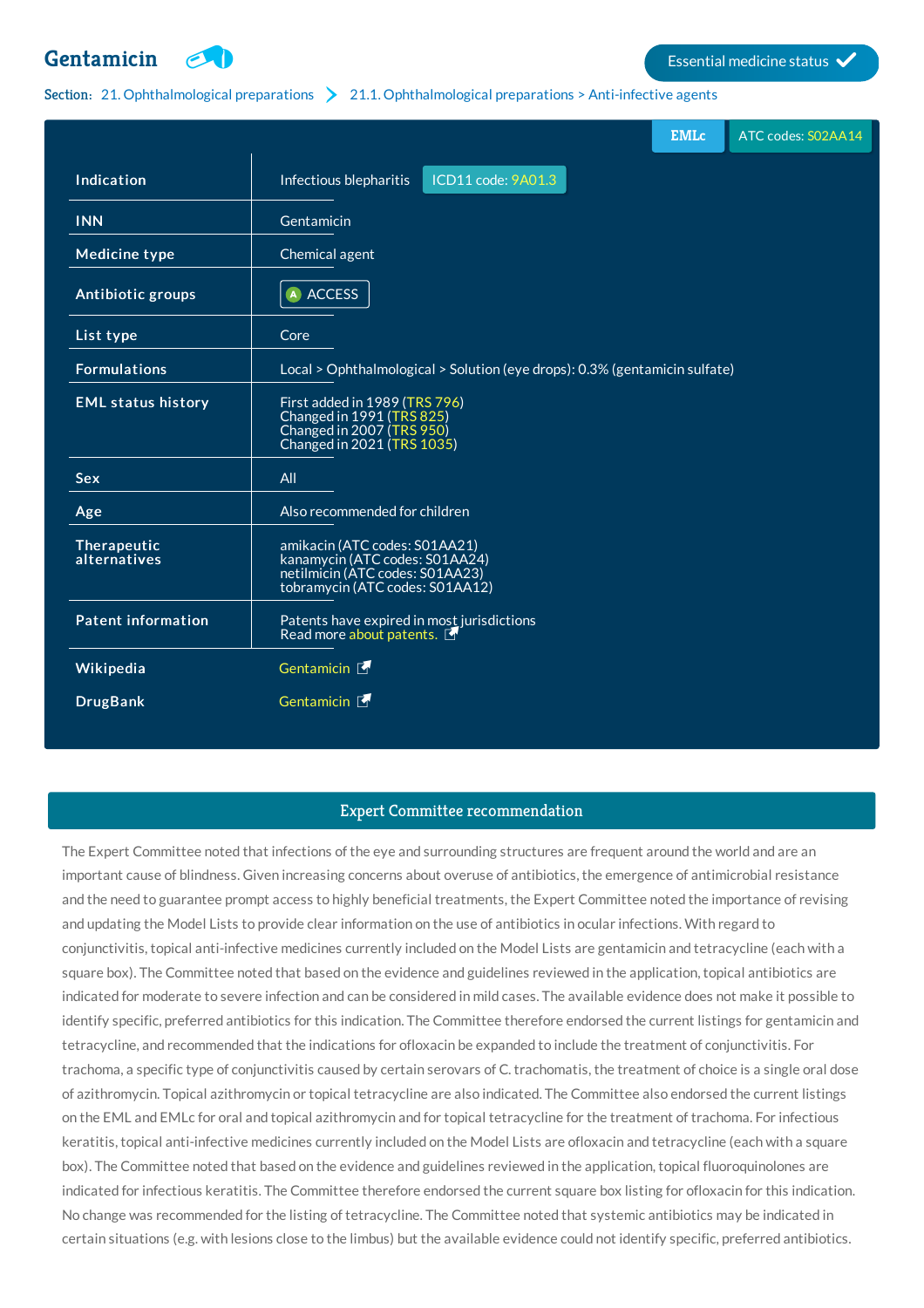# Gentamicin

Essential medicine status ✓

**Section:** 21. Ophthalmological preparations > 21.1. Ophthalmological preparations > Anti-infective agents

EMLc | ATC codes: S02AA14

| | |
|---|---|
| **Indication** | Infectious blepharitis ICD11 code: 9A01.3 |
| **INN** | Gentamicin |
| **Medicine type** | Chemical agent |
| **Antibiotic groups** | A ACCESS |
| **List type** | Core |
| **Formulations** | Local > Ophthalmological > Solution (eye drops): 0.3% (gentamicin sulfate) |
| **EML status history** | First added in 1989 (TRS 796)<br>Changed in 1991 (TRS 825)<br>Changed in 2007 (TRS 950)<br>Changed in 2021 (TRS 1035) |
| **Sex** | All |
| **Age** | Also recommended for children |
| **Therapeutic alternatives** | amikacin (ATC codes: S01AA21)<br>kanamycin (ATC codes: S01AA24)<br>netilmicin (ATC codes: S01AA23)<br>tobramycin (ATC codes: S01AA12) |
| **Patent information** | Patents have expired in most jurisdictions<br>Read more about patents. |
| **Wikipedia** | Gentamicin |
| **DrugBank** | Gentamicin |

## Expert Committee recommendation

The Expert Committee noted that infections of the eye and surrounding structures are frequent around the world and are an important cause of blindness. Given increasing concerns about overuse of antibiotics, the emergence of antimicrobial resistance and the need to guarantee prompt access to highly beneficial treatments, the Expert Committee noted the importance of revising and updating the Model Lists to provide clear information on the use of antibiotics in ocular infections. With regard to conjunctivitis, topical anti-infective medicines currently included on the Model Lists are gentamicin and tetracycline (each with a square box). The Committee noted that based on the evidence and guidelines reviewed in the application, topical antibiotics are indicated for moderate to severe infection and can be considered in mild cases. The available evidence does not make it possible to identify specific, preferred antibiotics for this indication. The Committee therefore endorsed the current listings for gentamicin and tetracycline, and recommended that the indications for ofloxacin be expanded to include the treatment of conjunctivitis. For trachoma, a specific type of conjunctivitis caused by certain serovars of C. trachomatis, the treatment of choice is a single oral dose of azithromycin. Topical azithromycin or topical tetracycline are also indicated. The Committee also endorsed the current listings on the EML and EMLc for oral and topical azithromycin and for topical tetracycline for the treatment of trachoma. For infectious keratitis, topical anti-infective medicines currently included on the Model Lists are ofloxacin and tetracycline (each with a square box). The Committee noted that based on the evidence and guidelines reviewed in the application, topical fluoroquinolones are indicated for infectious keratitis. The Committee therefore endorsed the current square box listing for ofloxacin for this indication. No change was recommended for the listing of tetracycline. The Committee noted that systemic antibiotics may be indicated in certain situations (e.g. with lesions close to the limbus) but the available evidence could not identify specific, preferred antibiotics.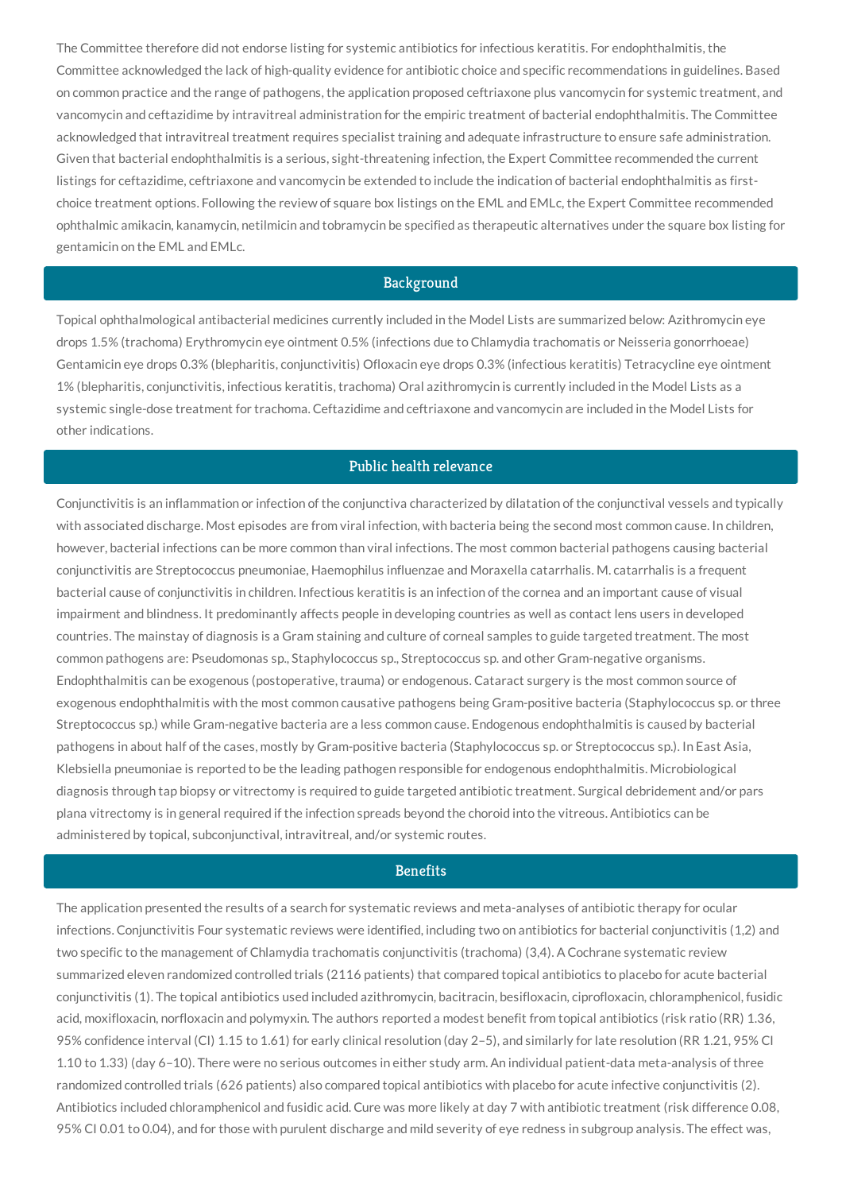The Committee therefore did not endorse listing for systemic antibiotics for infectious keratitis. For endophthalmitis, the Committee acknowledged the lack of high-quality evidence for antibiotic choice and specific recommendations in guidelines. Based on common practice and the range of pathogens, the application proposed ceftriaxone plus vancomycin for systemic treatment, and vancomycin and ceftazidime by intravitreal administration for the empiric treatment of bacterial endophthalmitis. The Committee acknowledged that intravitreal treatment requires specialist training and adequate infrastructure to ensure safe administration. Given that bacterial endophthalmitis is a serious, sight-threatening infection, the Expert Committee recommended the current listings for ceftazidime, ceftriaxone and vancomycin be extended to include the indication of bacterial endophthalmitis as first-choice treatment options. Following the review of square box listings on the EML and EMLc, the Expert Committee recommended ophthalmic amikacin, kanamycin, netilmicin and tobramycin be specified as therapeutic alternatives under the square box listing for gentamicin on the EML and EMLc.

## Background

Topical ophthalmological antibacterial medicines currently included in the Model Lists are summarized below: Azithromycin eye drops 1.5% (trachoma) Erythromycin eye ointment 0.5% (infections due to Chlamydia trachomatis or Neisseria gonorrhoeae) Gentamicin eye drops 0.3% (blepharitis, conjunctivitis) Ofloxacin eye drops 0.3% (infectious keratitis) Tetracycline eye ointment 1% (blepharitis, conjunctivitis, infectious keratitis, trachoma) Oral azithromycin is currently included in the Model Lists as a systemic single-dose treatment for trachoma. Ceftazidime and ceftriaxone and vancomycin are included in the Model Lists for other indications.

## Public health relevance

Conjunctivitis is an inflammation or infection of the conjunctiva characterized by dilatation of the conjunctival vessels and typically with associated discharge. Most episodes are from viral infection, with bacteria being the second most common cause. In children, however, bacterial infections can be more common than viral infections. The most common bacterial pathogens causing bacterial conjunctivitis are Streptococcus pneumoniae, Haemophilus influenzae and Moraxella catarrhalis. M. catarrhalis is a frequent bacterial cause of conjunctivitis in children. Infectious keratitis is an infection of the cornea and an important cause of visual impairment and blindness. It predominantly affects people in developing countries as well as contact lens users in developed countries. The mainstay of diagnosis is a Gram staining and culture of corneal samples to guide targeted treatment. The most common pathogens are: Pseudomonas sp., Staphylococcus sp., Streptococcus sp. and other Gram-negative organisms. Endophthalmitis can be exogenous (postoperative, trauma) or endogenous. Cataract surgery is the most common source of exogenous endophthalmitis with the most common causative pathogens being Gram-positive bacteria (Staphylococcus sp. or three Streptococcus sp.) while Gram-negative bacteria are a less common cause. Endogenous endophthalmitis is caused by bacterial pathogens in about half of the cases, mostly by Gram-positive bacteria (Staphylococcus sp. or Streptococcus sp.). In East Asia, Klebsiella pneumoniae is reported to be the leading pathogen responsible for endogenous endophthalmitis. Microbiological diagnosis through tap biopsy or vitrectomy is required to guide targeted antibiotic treatment. Surgical debridement and/or pars plana vitrectomy is in general required if the infection spreads beyond the choroid into the vitreous. Antibiotics can be administered by topical, subconjunctival, intravitreal, and/or systemic routes.

## Benefits

The application presented the results of a search for systematic reviews and meta-analyses of antibiotic therapy for ocular infections. Conjunctivitis Four systematic reviews were identified, including two on antibiotics for bacterial conjunctivitis (1,2) and two specific to the management of Chlamydia trachomatis conjunctivitis (trachoma) (3,4). A Cochrane systematic review summarized eleven randomized controlled trials (2116 patients) that compared topical antibiotics to placebo for acute bacterial conjunctivitis (1). The topical antibiotics used included azithromycin, bacitracin, besifloxacin, ciprofloxacin, chloramphenicol, fusidic acid, moxifloxacin, norfloxacin and polymyxin. The authors reported a modest benefit from topical antibiotics (risk ratio (RR) 1.36, 95% confidence interval (CI) 1.15 to 1.61) for early clinical resolution (day 2–5), and similarly for late resolution (RR 1.21, 95% CI 1.10 to 1.33) (day 6–10). There were no serious outcomes in either study arm. An individual patient-data meta-analysis of three randomized controlled trials (626 patients) also compared topical antibiotics with placebo for acute infective conjunctivitis (2). Antibiotics included chloramphenicol and fusidic acid. Cure was more likely at day 7 with antibiotic treatment (risk difference 0.08, 95% CI 0.01 to 0.04), and for those with purulent discharge and mild severity of eye redness in subgroup analysis. The effect was,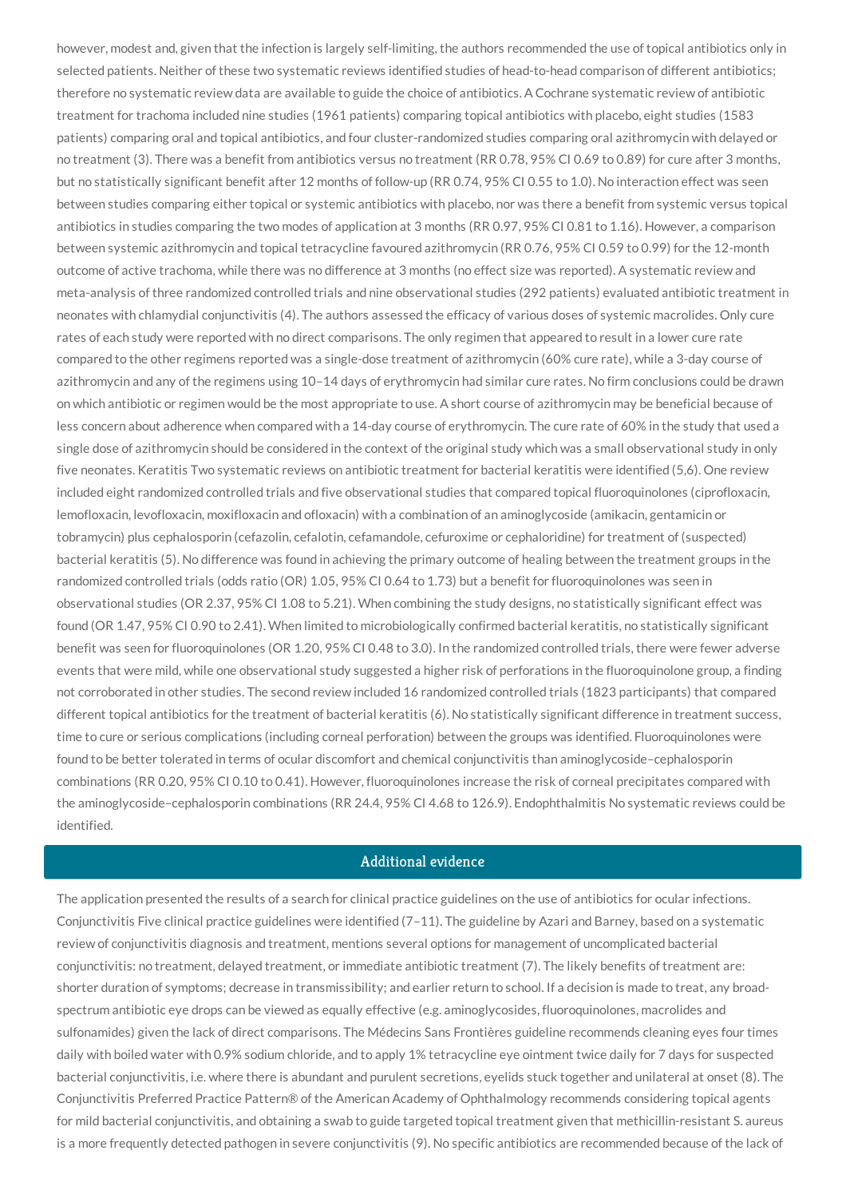however, modest and, given that the infection is largely self-limiting, the authors recommended the use of topical antibiotics only in selected patients. Neither of these two systematic reviews identified studies of head-to-head comparison of different antibiotics; therefore no systematic review data are available to guide the choice of antibiotics. A Cochrane systematic review of antibiotic treatment for trachoma included nine studies (1961 patients) comparing topical antibiotics with placebo, eight studies (1583 patients) comparing oral and topical antibiotics, and four cluster-randomized studies comparing oral azithromycin with delayed or no treatment (3). There was a benefit from antibiotics versus no treatment (RR 0.78, 95% CI 0.69 to 0.89) for cure after 3 months, but no statistically significant benefit after 12 months of follow-up (RR 0.74, 95% CI 0.55 to 1.0). No interaction effect was seen between studies comparing either topical or systemic antibiotics with placebo, nor was there a benefit from systemic versus topical antibiotics in studies comparing the two modes of application at 3 months (RR 0.97, 95% CI 0.81 to 1.16). However, a comparison between systemic azithromycin and topical tetracycline favoured azithromycin (RR 0.76, 95% CI 0.59 to 0.99) for the 12-month outcome of active trachoma, while there was no difference at 3 months (no effect size was reported). A systematic review and meta-analysis of three randomized controlled trials and nine observational studies (292 patients) evaluated antibiotic treatment in neonates with chlamydial conjunctivitis (4). The authors assessed the efficacy of various doses of systemic macrolides. Only cure rates of each study were reported with no direct comparisons. The only regimen that appeared to result in a lower cure rate compared to the other regimens reported was a single-dose treatment of azithromycin (60% cure rate), while a 3-day course of azithromycin and any of the regimens using 10–14 days of erythromycin had similar cure rates. No firm conclusions could be drawn on which antibiotic or regimen would be the most appropriate to use. A short course of azithromycin may be beneficial because of less concern about adherence when compared with a 14-day course of erythromycin. The cure rate of 60% in the study that used a single dose of azithromycin should be considered in the context of the original study which was a small observational study in only five neonates. Keratitis Two systematic reviews on antibiotic treatment for bacterial keratitis were identified (5,6). One review included eight randomized controlled trials and five observational studies that compared topical fluoroquinolones (ciprofloxacin, lemofloxacin, levofloxacin, moxifloxacin and ofloxacin) with a combination of an aminoglycoside (amikacin, gentamicin or tobramycin) plus cephalosporin (cefazolin, cefalotin, cefamandole, cefuroxime or cephaloridine) for treatment of (suspected) bacterial keratitis (5). No difference was found in achieving the primary outcome of healing between the treatment groups in the randomized controlled trials (odds ratio (OR) 1.05, 95% CI 0.64 to 1.73) but a benefit for fluoroquinolones was seen in observational studies (OR 2.37, 95% CI 1.08 to 5.21). When combining the study designs, no statistically significant effect was found (OR 1.47, 95% CI 0.90 to 2.41). When limited to microbiologically confirmed bacterial keratitis, no statistically significant benefit was seen for fluoroquinolones (OR 1.20, 95% CI 0.48 to 3.0). In the randomized controlled trials, there were fewer adverse events that were mild, while one observational study suggested a higher risk of perforations in the fluoroquinolone group, a finding not corroborated in other studies. The second review included 16 randomized controlled trials (1823 participants) that compared different topical antibiotics for the treatment of bacterial keratitis (6). No statistically significant difference in treatment success, time to cure or serious complications (including corneal perforation) between the groups was identified. Fluoroquinolones were found to be better tolerated in terms of ocular discomfort and chemical conjunctivitis than aminoglycoside–cephalosporin combinations (RR 0.20, 95% CI 0.10 to 0.41). However, fluoroquinolones increase the risk of corneal precipitates compared with the aminoglycoside–cephalosporin combinations (RR 24.4, 95% CI 4.68 to 126.9). Endophthalmitis No systematic reviews could be identified.

## Additional evidence

The application presented the results of a search for clinical practice guidelines on the use of antibiotics for ocular infections. Conjunctivitis Five clinical practice guidelines were identified (7–11). The guideline by Azari and Barney, based on a systematic review of conjunctivitis diagnosis and treatment, mentions several options for management of uncomplicated bacterial conjunctivitis: no treatment, delayed treatment, or immediate antibiotic treatment (7). The likely benefits of treatment are: shorter duration of symptoms; decrease in transmissibility; and earlier return to school. If a decision is made to treat, any broad-spectrum antibiotic eye drops can be viewed as equally effective (e.g. aminoglycosides, fluoroquinolones, macrolides and sulfonamides) given the lack of direct comparisons. The Médecins Sans Frontières guideline recommends cleaning eyes four times daily with boiled water with 0.9% sodium chloride, and to apply 1% tetracycline eye ointment twice daily for 7 days for suspected bacterial conjunctivitis, i.e. where there is abundant and purulent secretions, eyelids stuck together and unilateral at onset (8). The Conjunctivitis Preferred Practice Pattern® of the American Academy of Ophthalmology recommends considering topical agents for mild bacterial conjunctivitis, and obtaining a swab to guide targeted topical treatment given that methicillin-resistant S. aureus is a more frequently detected pathogen in severe conjunctivitis (9). No specific antibiotics are recommended because of the lack of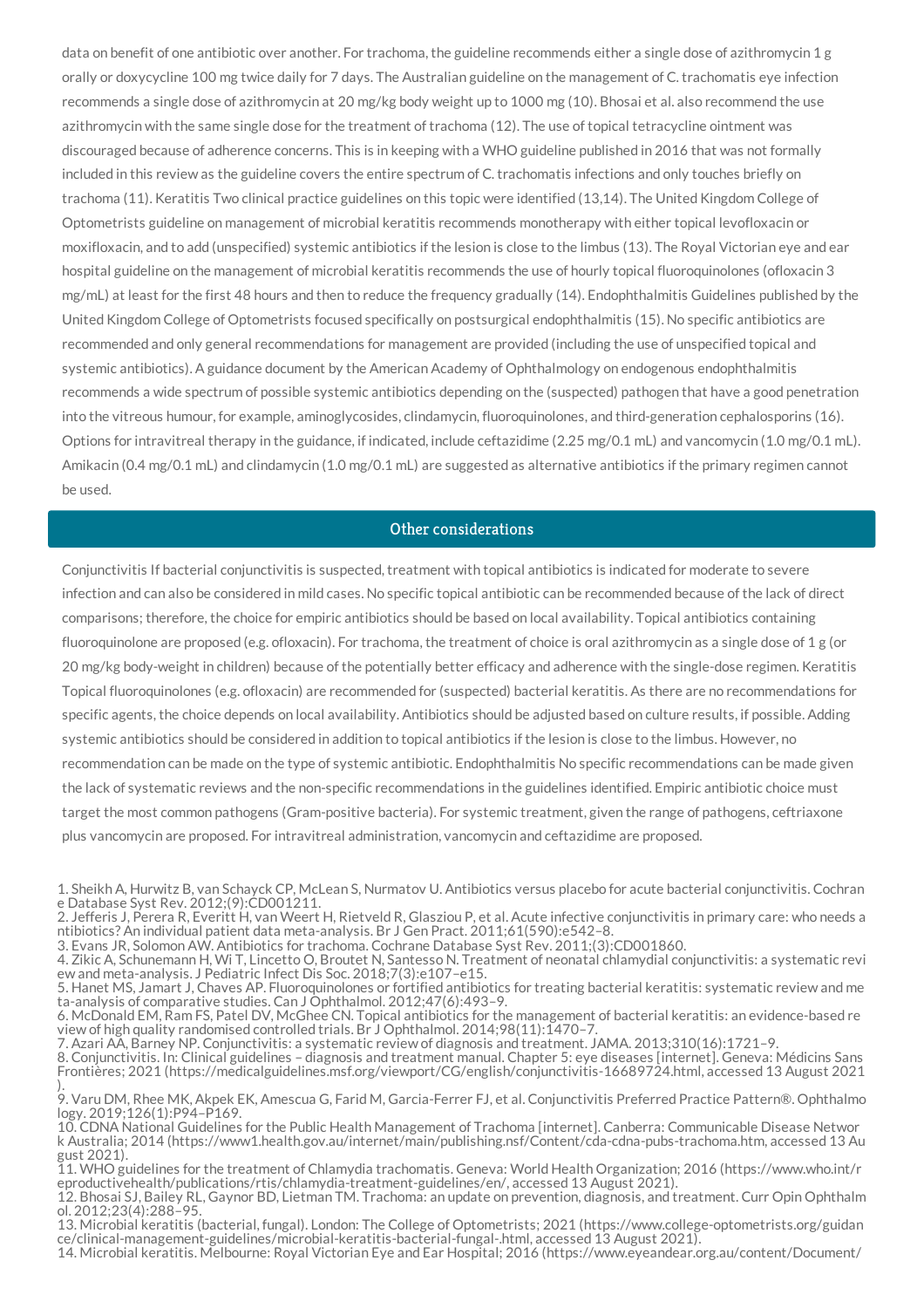data on benefit of one antibiotic over another. For trachoma, the guideline recommends either a single dose of azithromycin 1 g orally or doxycycline 100 mg twice daily for 7 days. The Australian guideline on the management of C. trachomatis eye infection recommends a single dose of azithromycin at 20 mg/kg body weight up to 1000 mg (10). Bhosai et al. also recommend the use azithromycin with the same single dose for the treatment of trachoma (12). The use of topical tetracycline ointment was discouraged because of adherence concerns. This is in keeping with a WHO guideline published in 2016 that was not formally included in this review as the guideline covers the entire spectrum of C. trachomatis infections and only touches briefly on trachoma (11). Keratitis Two clinical practice guidelines on this topic were identified (13,14). The United Kingdom College of Optometrists guideline on management of microbial keratitis recommends monotherapy with either topical levofloxacin or moxifloxacin, and to add (unspecified) systemic antibiotics if the lesion is close to the limbus (13). The Royal Victorian eye and ear hospital guideline on the management of microbial keratitis recommends the use of hourly topical fluoroquinolones (ofloxacin 3 mg/mL) at least for the first 48 hours and then to reduce the frequency gradually (14). Endophthalmitis Guidelines published by the United Kingdom College of Optometrists focused specifically on postsurgical endophthalmitis (15). No specific antibiotics are recommended and only general recommendations for management are provided (including the use of unspecified topical and systemic antibiotics). A guidance document by the American Academy of Ophthalmology on endogenous endophthalmitis recommends a wide spectrum of possible systemic antibiotics depending on the (suspected) pathogen that have a good penetration into the vitreous humour, for example, aminoglycosides, clindamycin, fluoroquinolones, and third-generation cephalosporins (16). Options for intravitreal therapy in the guidance, if indicated, include ceftazidime (2.25 mg/0.1 mL) and vancomycin (1.0 mg/0.1 mL). Amikacin (0.4 mg/0.1 mL) and clindamycin (1.0 mg/0.1 mL) are suggested as alternative antibiotics if the primary regimen cannot be used.

## Other considerations

Conjunctivitis If bacterial conjunctivitis is suspected, treatment with topical antibiotics is indicated for moderate to severe infection and can also be considered in mild cases. No specific topical antibiotic can be recommended because of the lack of direct comparisons; therefore, the choice for empiric antibiotics should be based on local availability. Topical antibiotics containing fluoroquinolone are proposed (e.g. ofloxacin). For trachoma, the treatment of choice is oral azithromycin as a single dose of 1 g (or 20 mg/kg body-weight in children) because of the potentially better efficacy and adherence with the single-dose regimen. Keratitis Topical fluoroquinolones (e.g. ofloxacin) are recommended for (suspected) bacterial keratitis. As there are no recommendations for specific agents, the choice depends on local availability. Antibiotics should be adjusted based on culture results, if possible. Adding systemic antibiotics should be considered in addition to topical antibiotics if the lesion is close to the limbus. However, no recommendation can be made on the type of systemic antibiotic. Endophthalmitis No specific recommendations can be made given the lack of systematic reviews and the non-specific recommendations in the guidelines identified. Empiric antibiotic choice must target the most common pathogens (Gram-positive bacteria). For systemic treatment, given the range of pathogens, ceftriaxone plus vancomycin are proposed. For intravitreal administration, vancomycin and ceftazidime are proposed.

1. Sheikh A, Hurwitz B, van Schayck CP, McLean S, Nurmatov U. Antibiotics versus placebo for acute bacterial conjunctivitis. Cochrane Database Syst Rev. 2012;(9):CD001211.
2. Jefferis J, Perera R, Everitt H, van Weert H, Rietveld R, Glasziou P, et al. Acute infective conjunctivitis in primary care: who needs antibiotics? An individual patient data meta-analysis. Br J Gen Pract. 2011;61(590):e542–8.
3. Evans JR, Solomon AW. Antibiotics for trachoma. Cochrane Database Syst Rev. 2011;(3):CD001860.
4. Zikic A, Schunemann H, Wi T, Lincetto O, Broutet N, Santesso N. Treatment of neonatal chlamydial conjunctivitis: a systematic review and meta-analysis. J Pediatric Infect Dis Soc. 2018;7(3):e107–e15.
5. Hanet MS, Jamart J, Chaves AP. Fluoroquinolones or fortified antibiotics for treating bacterial keratitis: systematic review and meta-analysis of comparative studies. Can J Ophthalmol. 2012;47(6):493–9.
6. McDonald EM, Ram FS, Patel DV, McGhee CN. Topical antibiotics for the management of bacterial keratitis: an evidence-based review of high quality randomised controlled trials. Br J Ophthalmol. 2014;98(11):1470–7.
7. Azari AA, Barney NP. Conjunctivitis: a systematic review of diagnosis and treatment. JAMA. 2013;310(16):1721–9.
8. Conjunctivitis. In: Clinical guidelines – diagnosis and treatment manual. Chapter 5: eye diseases [internet]. Geneva: Médicins Sans Frontières; 2021 (https://medicalguidelines.msf.org/viewport/CG/english/conjunctivitis-16689724.html, accessed 13 August 2021).
9. Varu DM, Rhee MK, Akpek EK, Amescua G, Farid M, Garcia-Ferrer FJ, et al. Conjunctivitis Preferred Practice Pattern®. Ophthalmology. 2019;126(1):P94–P169.
10. CDNA National Guidelines for the Public Health Management of Trachoma [internet]. Canberra: Communicable Disease Network Australia; 2014 (https://www1.health.gov.au/internet/main/publishing.nsf/Content/cda-cdna-pubs-trachoma.htm, accessed 13 August 2021).
11. WHO guidelines for the treatment of Chlamydia trachomatis. Geneva: World Health Organization; 2016 (https://www.who.int/reproductivehealth/publications/rtis/chlamydia-treatment-guidelines/en/, accessed 13 August 2021).
12. Bhosai SJ, Bailey RL, Gaynor BD, Lietman TM. Trachoma: an update on prevention, diagnosis, and treatment. Curr Opin Ophthalmol. 2012;23(4):288–95.
13. Microbial keratitis (bacterial, fungal). London: The College of Optometrists; 2021 (https://www.college-optometrists.org/guidance/clinical-management-guidelines/microbial-keratitis-bacterial-fungal-.html, accessed 13 August 2021).
14. Microbial keratitis. Melbourne: Royal Victorian Eye and Ear Hospital; 2016 (https://www.eyeandear.org.au/content/Document/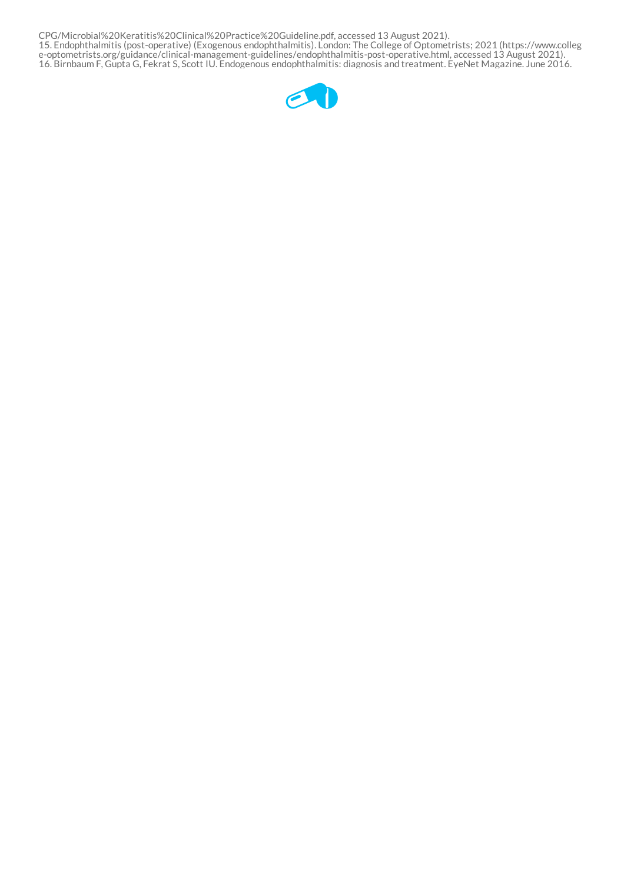CPG/Microbial%20Keratitis%20Clinical%20Practice%20Guideline.pdf, accessed 13 August 2021).

15. Endophthalmitis (post-operative) (Exogenous endophthalmitis). London: The College of Optometrists; 2021 (https://www.college-optometrists.org/guidance/clinical-management-guidelines/endophthalmitis-post-operative.html, accessed 13 August 2021).

16. Birnbaum F, Gupta G, Fekrat S, Scott IU. Endogenous endophthalmitis: diagnosis and treatment. EyeNet Magazine. June 2016.